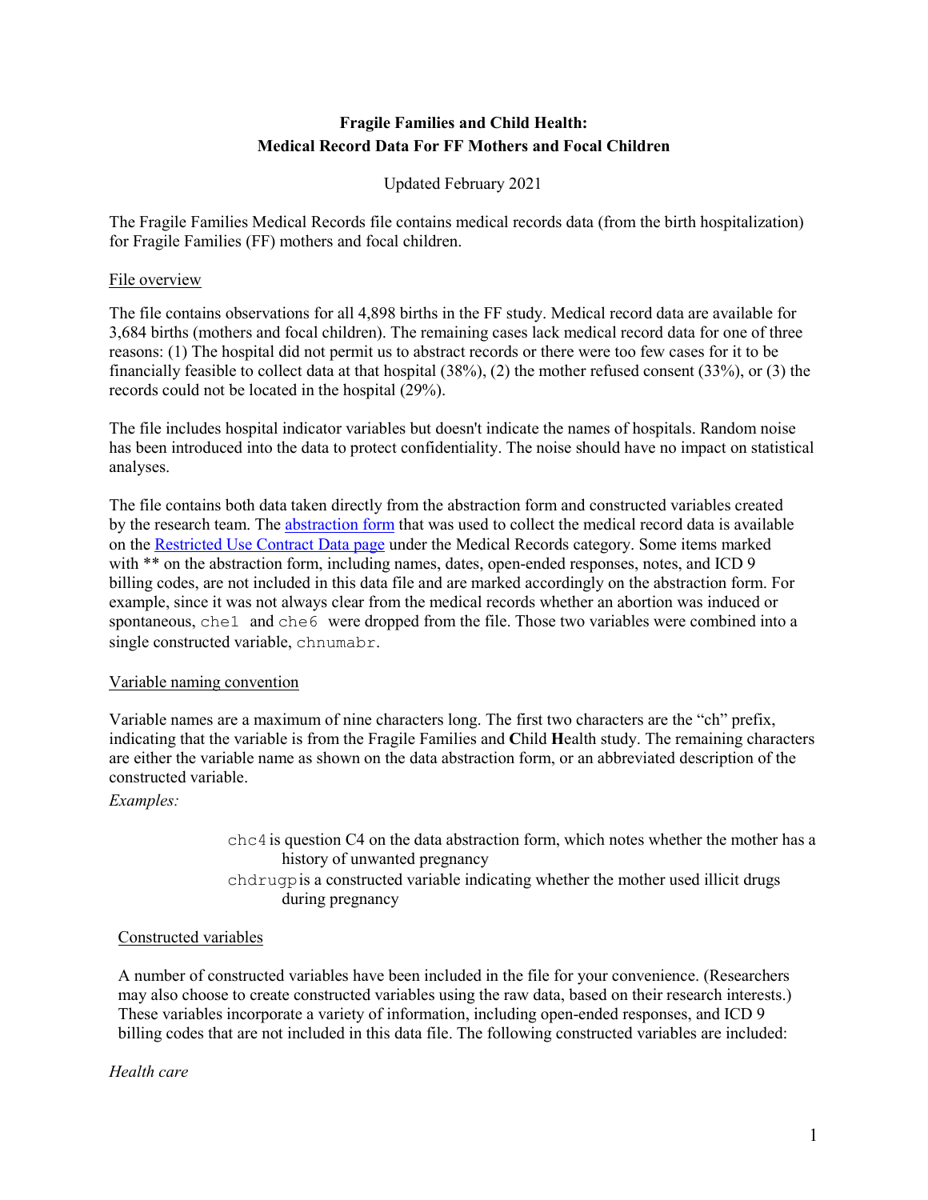**Fragile Families and Child Health:**
**Medical Record Data For FF Mothers and Focal Children**

Updated February 2021

The Fragile Families Medical Records file contains medical records data (from the birth hospitalization) for Fragile Families (FF) mothers and focal children.

File overview

The file contains observations for all 4,898 births in the FF study. Medical record data are available for 3,684 births (mothers and focal children). The remaining cases lack medical record data for one of three reasons: (1) The hospital did not permit us to abstract records or there were too few cases for it to be financially feasible to collect data at that hospital (38%), (2) the mother refused consent (33%), or (3) the records could not be located in the hospital (29%).

The file includes hospital indicator variables but doesn't indicate the names of hospitals. Random noise has been introduced into the data to protect confidentiality. The noise should have no impact on statistical analyses.

The file contains both data taken directly from the abstraction form and constructed variables created by the research team. The abstraction form that was used to collect the medical record data is available on the Restricted Use Contract Data page under the Medical Records category. Some items marked with ** on the abstraction form, including names, dates, open-ended responses, notes, and ICD 9 billing codes, are not included in this data file and are marked accordingly on the abstraction form. For example, since it was not always clear from the medical records whether an abortion was induced or spontaneous, `che1` and `che6` were dropped from the file. Those two variables were combined into a single constructed variable, `chnumabr`.

Variable naming convention

Variable names are a maximum of nine characters long. The first two characters are the "ch" prefix, indicating that the variable is from the Fragile Families and **C**hild **H**ealth study. The remaining characters are either the variable name as shown on the data abstraction form, or an abbreviated description of the constructed variable.

*Examples:*

`chc4` is question C4 on the data abstraction form, which notes whether the mother has a history of unwanted pregnancy

`chdrugp` is a constructed variable indicating whether the mother used illicit drugs during pregnancy

Constructed variables

A number of constructed variables have been included in the file for your convenience. (Researchers may also choose to create constructed variables using the raw data, based on their research interests.) These variables incorporate a variety of information, including open-ended responses, and ICD 9 billing codes that are not included in this data file. The following constructed variables are included:

*Health care*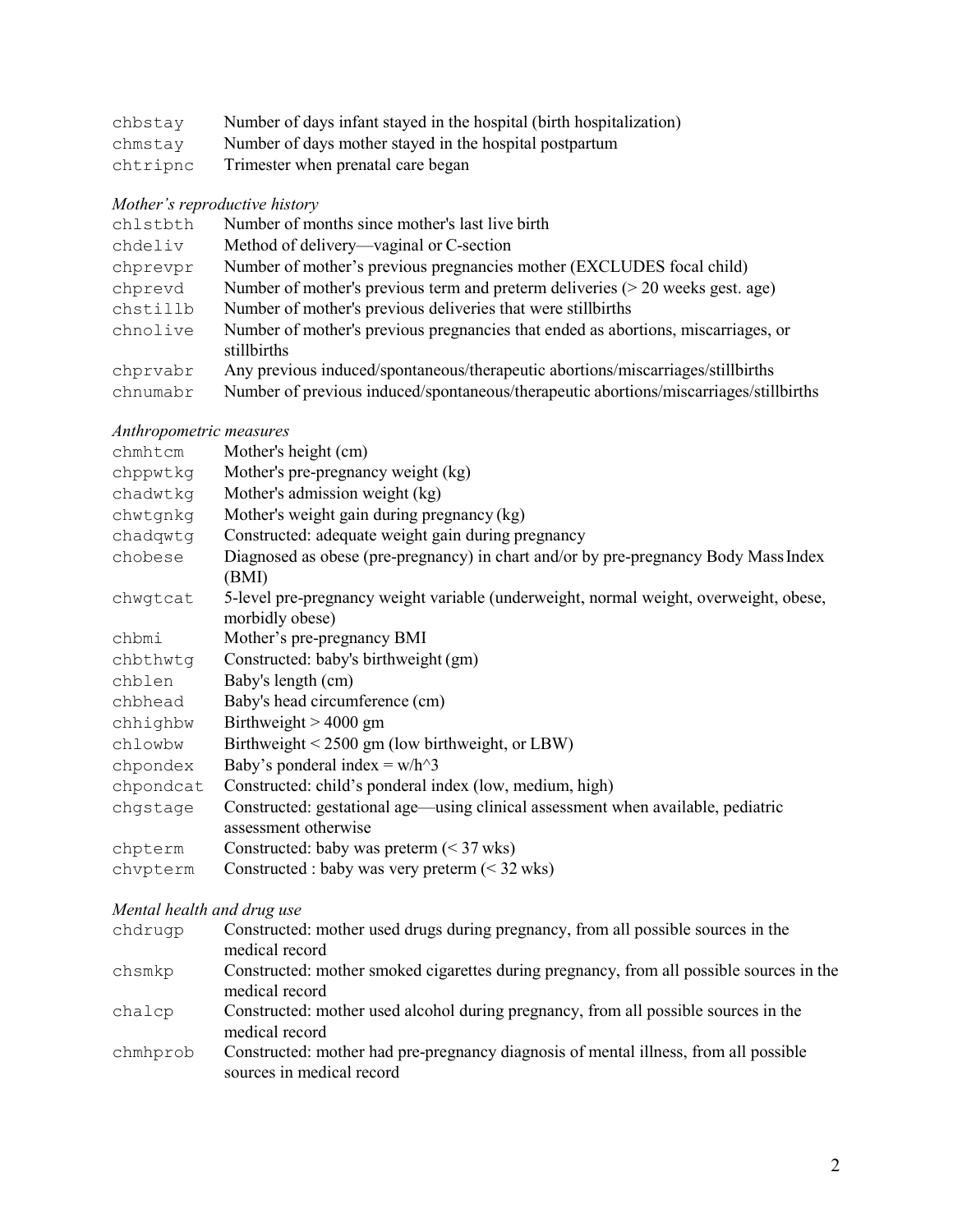| | |
|---|---|
| `chbstay` | Number of days infant stayed in the hospital (birth hospitalization) |
| `chmstay` | Number of days mother stayed in the hospital postpartum |
| `chtripnc` | Trimester when prenatal care began |

*Mother's reproductive history*

| | |
|---|---|
| `chlstbth` | Number of months since mother's last live birth |
| `chdeliv` | Method of delivery—vaginal or C-section |
| `chprevpr` | Number of mother's previous pregnancies mother (EXCLUDES focal child) |
| `chprevd` | Number of mother's previous term and preterm deliveries (> 20 weeks gest. age) |
| `chstillb` | Number of mother's previous deliveries that were stillbirths |
| `chnolive` | Number of mother's previous pregnancies that ended as abortions, miscarriages, or stillbirths |
| `chprvabr` | Any previous induced/spontaneous/therapeutic abortions/miscarriages/stillbirths |
| `chnumabr` | Number of previous induced/spontaneous/therapeutic abortions/miscarriages/stillbirths |

*Anthropometric measures*

| | |
|---|---|
| `chmhtcm` | Mother's height (cm) |
| `chppwtkg` | Mother's pre-pregnancy weight (kg) |
| `chadwtkg` | Mother's admission weight (kg) |
| `chwtgnkg` | Mother's weight gain during pregnancy (kg) |
| `chadqwtg` | Constructed: adequate weight gain during pregnancy |
| `chobese` | Diagnosed as obese (pre-pregnancy) in chart and/or by pre-pregnancy Body Mass Index (BMI) |
| `chwgtcat` | 5-level pre-pregnancy weight variable (underweight, normal weight, overweight, obese, morbidly obese) |
| `chbmi` | Mother's pre-pregnancy BMI |
| `chbthwtg` | Constructed: baby's birthweight (gm) |
| `chblen` | Baby's length (cm) |
| `chbhead` | Baby's head circumference (cm) |
| `chhighbw` | Birthweight > 4000 gm |
| `chlowbw` | Birthweight < 2500 gm (low birthweight, or LBW) |
| `chpondex` | Baby's ponderal index = $w/h^3$ |
| `chpondcat` | Constructed: child's ponderal index (low, medium, high) |
| `chgstage` | Constructed: gestational age—using clinical assessment when available, pediatric assessment otherwise |
| `chpterm` | Constructed: baby was preterm (< 37 wks) |
| `chvpterm` | Constructed : baby was very preterm (< 32 wks) |

*Mental health and drug use*

| | |
|---|---|
| `chdrugp` | Constructed: mother used drugs during pregnancy, from all possible sources in the medical record |
| `chsmkp` | Constructed: mother smoked cigarettes during pregnancy, from all possible sources in the medical record |
| `chalcp` | Constructed: mother used alcohol during pregnancy, from all possible sources in the medical record |
| `chmhprob` | Constructed: mother had pre-pregnancy diagnosis of mental illness, from all possible sources in medical record |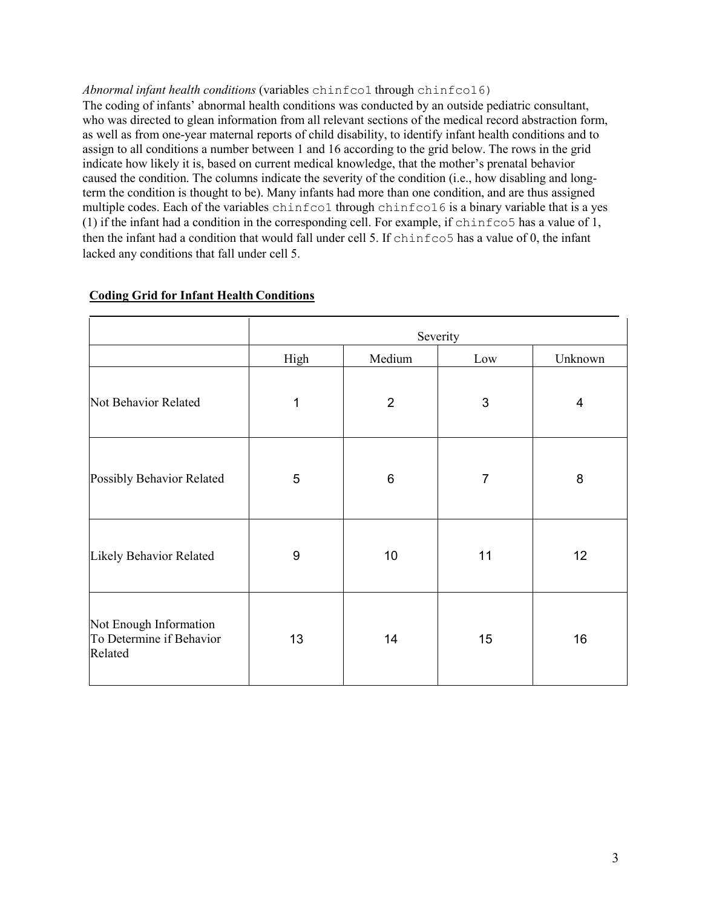*Abnormal infant health conditions* (variables `chinfco1` through `chinfco16`)

The coding of infants' abnormal health conditions was conducted by an outside pediatric consultant, who was directed to glean information from all relevant sections of the medical record abstraction form, as well as from one-year maternal reports of child disability, to identify infant health conditions and to assign to all conditions a number between 1 and 16 according to the grid below. The rows in the grid indicate how likely it is, based on current medical knowledge, that the mother's prenatal behavior caused the condition. The columns indicate the severity of the condition (i.e., how disabling and long-term the condition is thought to be). Many infants had more than one condition, and are thus assigned multiple codes. Each of the variables `chinfco1` through `chinfco16` is a binary variable that is a yes (1) if the infant had a condition in the corresponding cell. For example, if `chinfco5` has a value of 1, then the infant had a condition that would fall under cell 5. If `chinfco5` has a value of 0, the infant lacked any conditions that fall under cell 5.

**Coding Grid for Infant Health Conditions**

| | Severity | | | |
|---|---|---|---|---|
| | High | Medium | Low | Unknown |
| Not Behavior Related | 1 | 2 | 3 | 4 |
| Possibly Behavior Related | 5 | 6 | 7 | 8 |
| Likely Behavior Related | 9 | 10 | 11 | 12 |
| Not Enough Information To Determine if Behavior Related | 13 | 14 | 15 | 16 |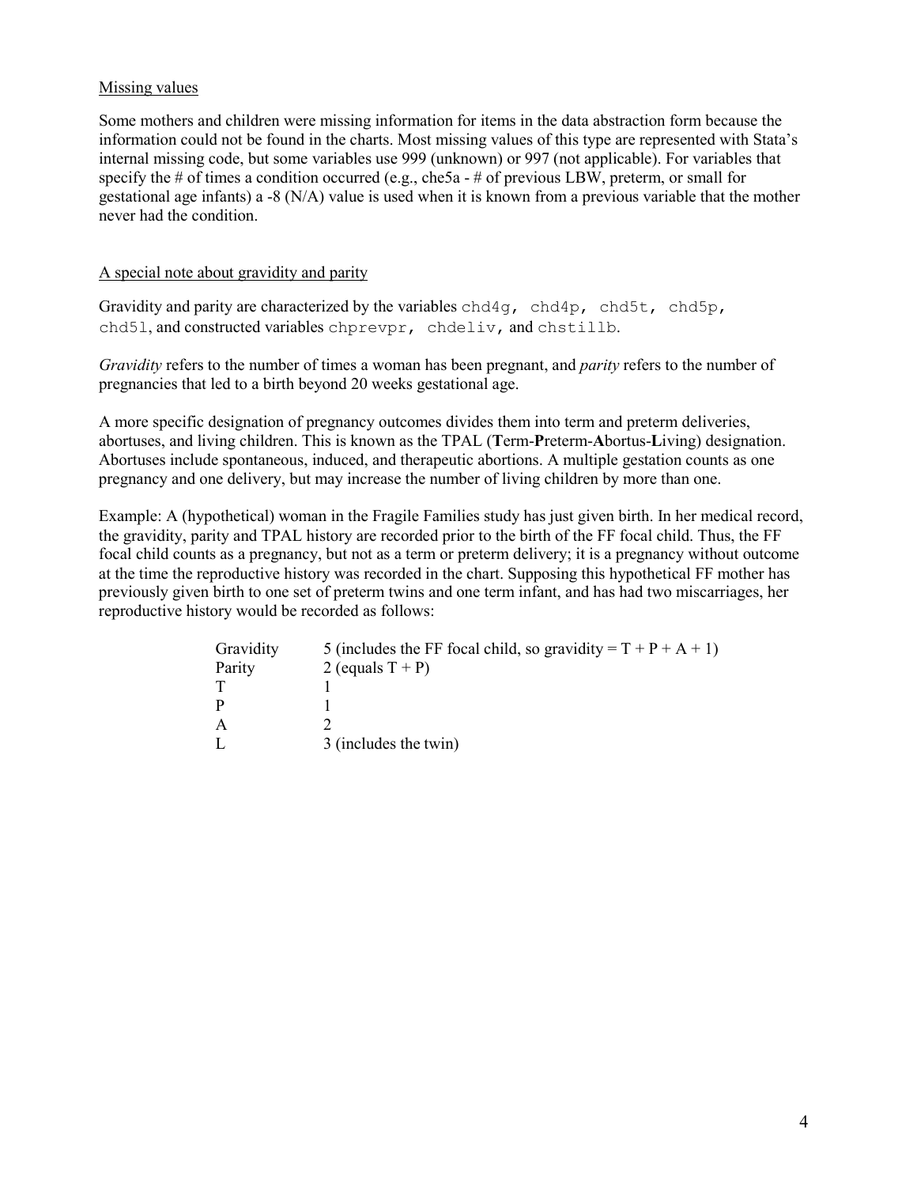## Missing values

Some mothers and children were missing information for items in the data abstraction form because the information could not be found in the charts. Most missing values of this type are represented with Stata's internal missing code, but some variables use 999 (unknown) or 997 (not applicable). For variables that specify the # of times a condition occurred (e.g., che5a - # of previous LBW, preterm, or small for gestational age infants) a -8 (N/A) value is used when it is known from a previous variable that the mother never had the condition.

## A special note about gravidity and parity

Gravidity and parity are characterized by the variables `chd4g, chd4p, chd5t, chd5p, chd5l`, and constructed variables `chprevpr, chdeliv,` and `chstillb`.

*Gravidity* refers to the number of times a woman has been pregnant, and *parity* refers to the number of pregnancies that led to a birth beyond 20 weeks gestational age.

A more specific designation of pregnancy outcomes divides them into term and preterm deliveries, abortuses, and living children. This is known as the TPAL (**T**erm-**P**reterm-**A**bortus-**L**iving) designation. Abortuses include spontaneous, induced, and therapeutic abortions. A multiple gestation counts as one pregnancy and one delivery, but may increase the number of living children by more than one.

Example: A (hypothetical) woman in the Fragile Families study has just given birth. In her medical record, the gravidity, parity and TPAL history are recorded prior to the birth of the FF focal child. Thus, the FF focal child counts as a pregnancy, but not as a term or preterm delivery; it is a pregnancy without outcome at the time the reproductive history was recorded in the chart. Supposing this hypothetical FF mother has previously given birth to one set of preterm twins and one term infant, and has had two miscarriages, her reproductive history would be recorded as follows:

| | |
|---|---|
| Gravidity | 5 (includes the FF focal child, so gravidity = T + P + A + 1) |
| Parity | 2 (equals T + P) |
| T | 1 |
| P | 1 |
| A | 2 |
| L | 3 (includes the twin) |